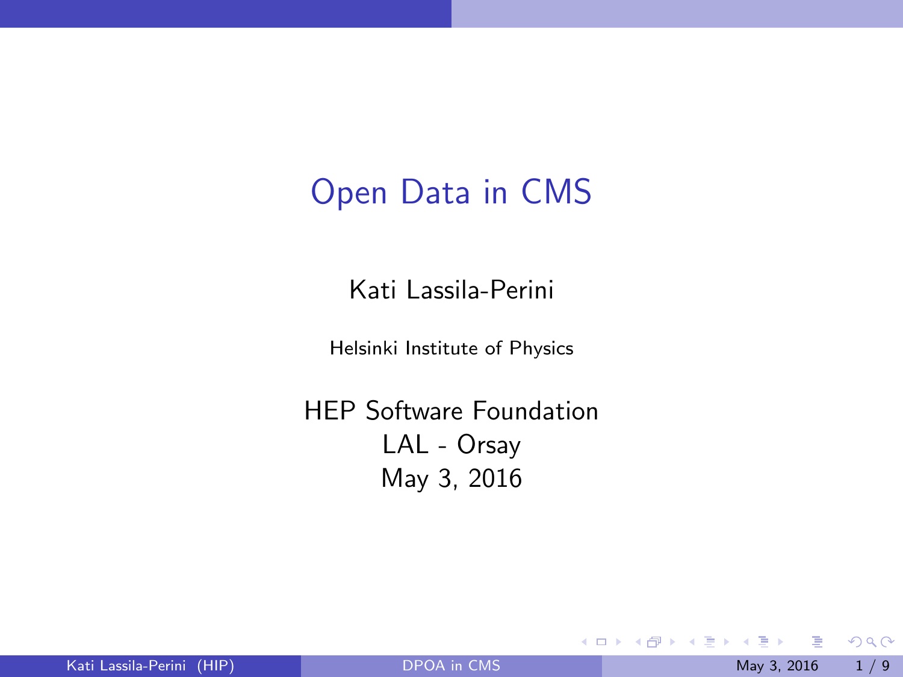# Open Data in CMS

Kati Lassila-Perini

Helsinki Institute of Physics

HEP Software Foundation
LAL - Orsay
May 3, 2016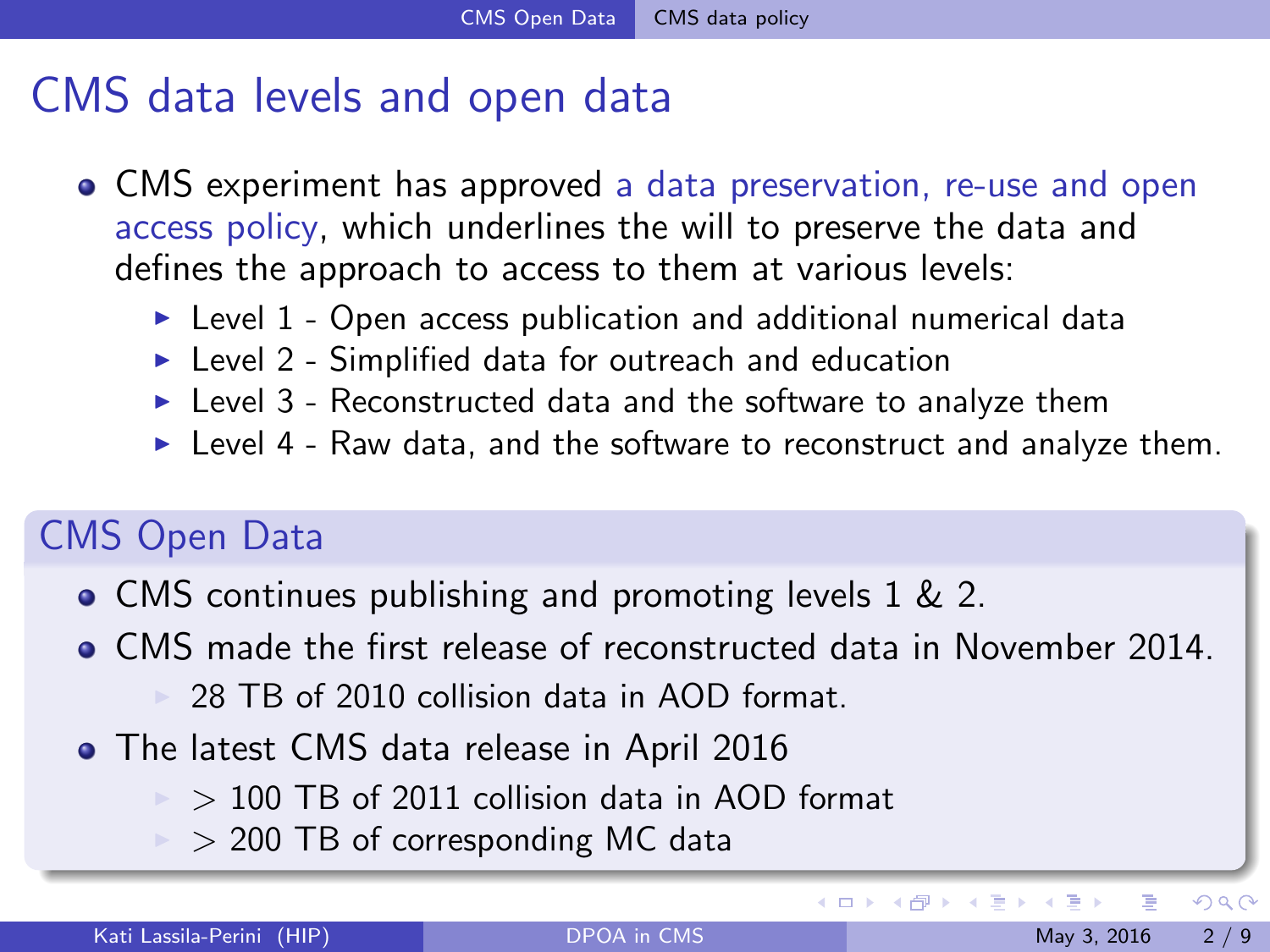# CMS data levels and open data

- CMS experiment has approved a data preservation, re-use and open access policy, which underlines the will to preserve the data and defines the approach to access to them at various levels:
  - Level 1 - Open access publication and additional numerical data
  - Level 2 - Simplified data for outreach and education
  - Level 3 - Reconstructed data and the software to analyze them
  - Level 4 - Raw data, and the software to reconstruct and analyze them.

## CMS Open Data

- CMS continues publishing and promoting levels 1 & 2.
- CMS made the first release of reconstructed data in November 2014.
  - 28 TB of 2010 collision data in AOD format.
- The latest CMS data release in April 2016
  - $>$ 100 TB of 2011 collision data in AOD format
  - $>$ 200 TB of corresponding MC data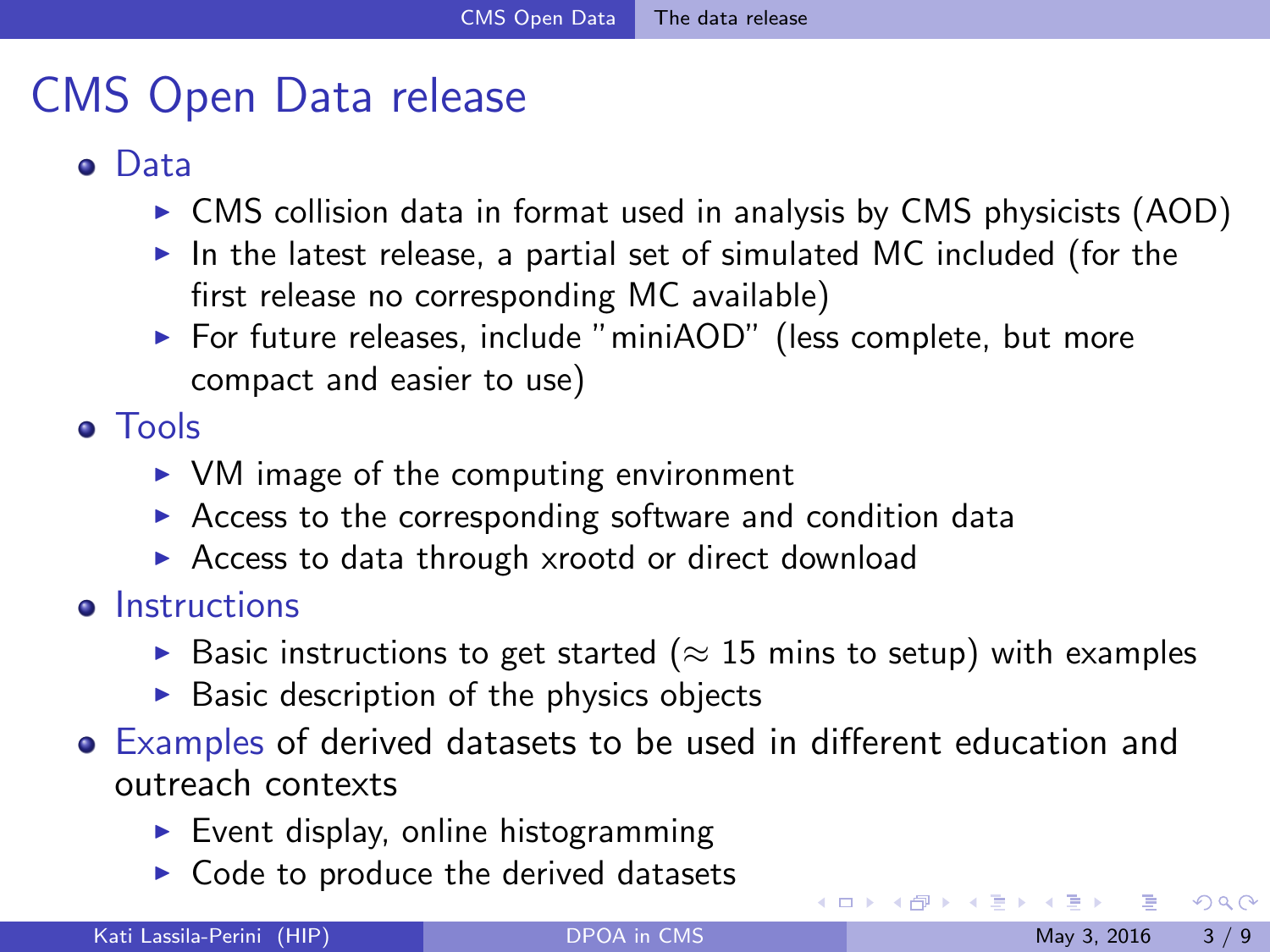# CMS Open Data release

- Data
  - CMS collision data in format used in analysis by CMS physicists (AOD)
  - In the latest release, a partial set of simulated MC included (for the first release no corresponding MC available)
  - For future releases, include "miniAOD" (less complete, but more compact and easier to use)
- Tools
  - VM image of the computing environment
  - Access to the corresponding software and condition data
  - Access to data through xrootd or direct download
- Instructions
  - Basic instructions to get started ($\approx$ 15 mins to setup) with examples
  - Basic description of the physics objects
- Examples of derived datasets to be used in different education and outreach contexts
  - Event display, online histogramming
  - Code to produce the derived datasets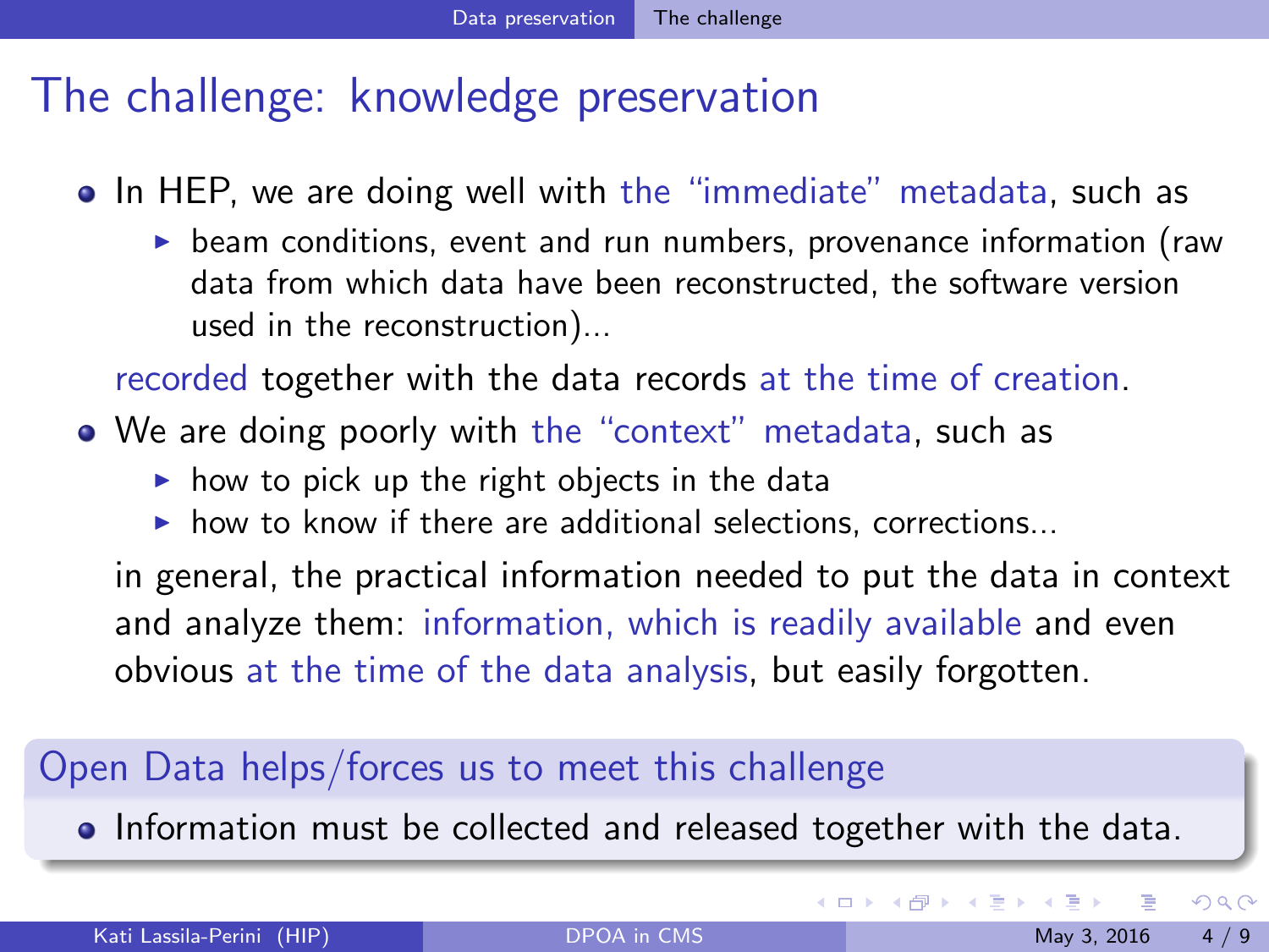# The challenge: knowledge preservation

- In HEP, we are doing well with the "immediate" metadata, such as
  - beam conditions, event and run numbers, provenance information (raw data from which data have been reconstructed, the software version used in the reconstruction)...

  recorded together with the data records at the time of creation.

- We are doing poorly with the "context" metadata, such as
  - how to pick up the right objects in the data
  - how to know if there are additional selections, corrections...

  in general, the practical information needed to put the data in context and analyze them: information, which is readily available and even obvious at the time of the data analysis, but easily forgotten.

## Open Data helps/forces us to meet this challenge

- Information must be collected and released together with the data.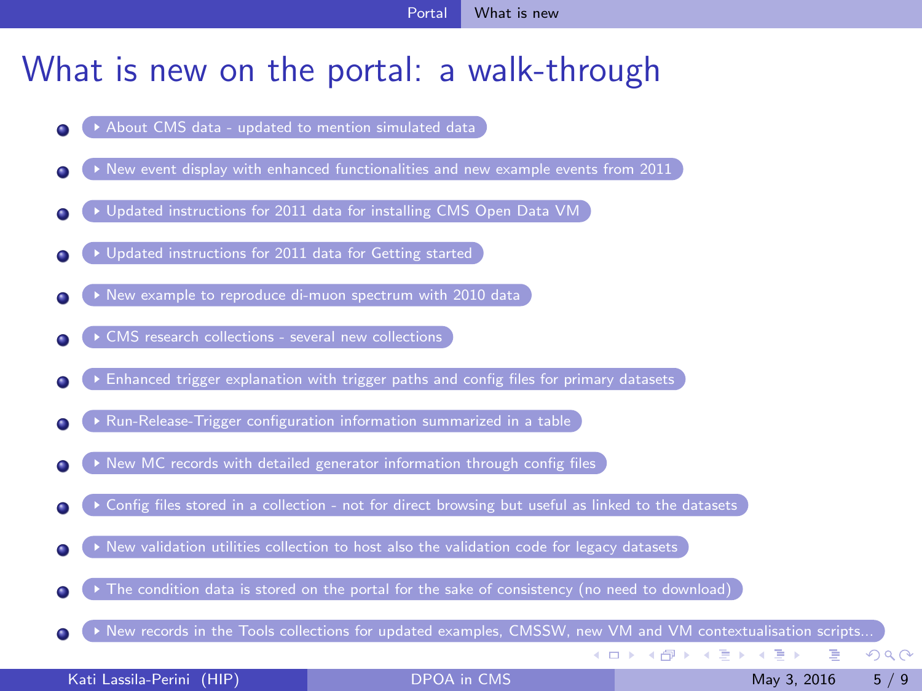# What is new on the portal: a walk-through

- About CMS data - updated to mention simulated data
- New event display with enhanced functionalities and new example events from 2011
- Updated instructions for 2011 data for installing CMS Open Data VM
- Updated instructions for 2011 data for Getting started
- New example to reproduce di-muon spectrum with 2010 data
- CMS research collections - several new collections
- Enhanced trigger explanation with trigger paths and config files for primary datasets
- Run-Release-Trigger configuration information summarized in a table
- New MC records with detailed generator information through config files
- Config files stored in a collection - not for direct browsing but useful as linked to the datasets
- New validation utilities collection to host also the validation code for legacy datasets
- The condition data is stored on the portal for the sake of consistency (no need to download)
- New records in the Tools collections for updated examples, CMSSW, new VM and VM contextualisation scripts...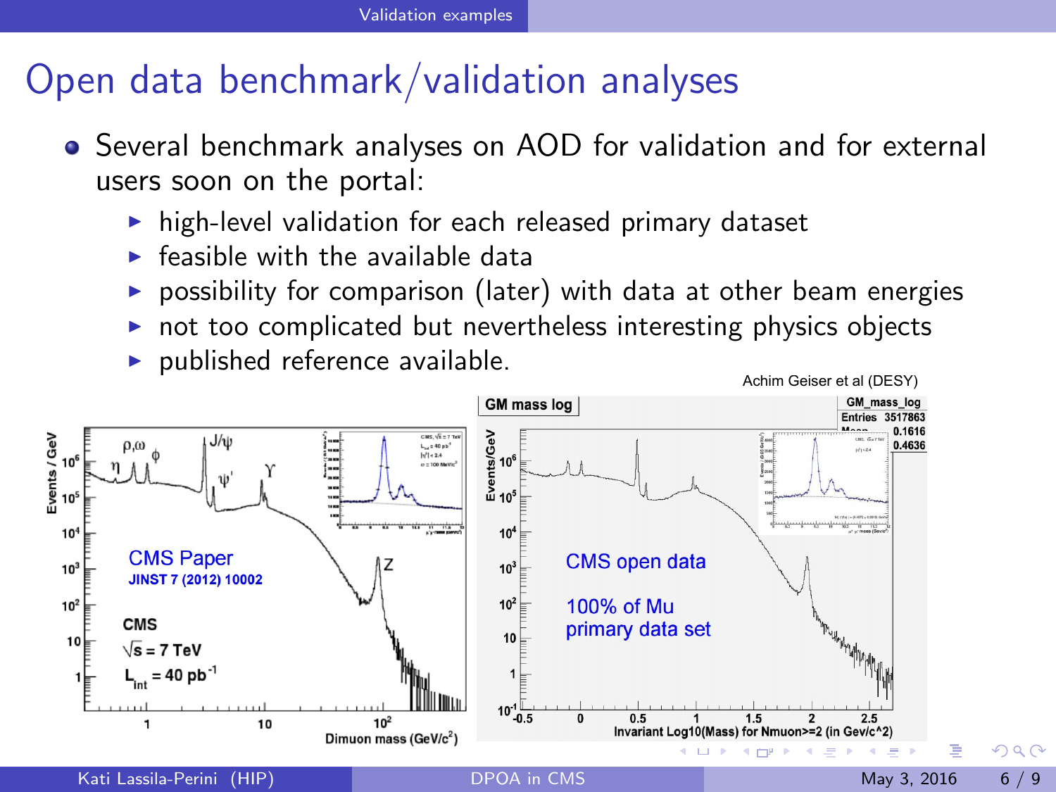# Open data benchmark/validation analyses

- Several benchmark analyses on AOD for validation and for external users soon on the portal:
  - high-level validation for each released primary dataset
  - feasible with the available data
  - possibility for comparison (later) with data at other beam energies
  - not too complicated but nevertheless interesting physics objects
  - published reference available.

Achim Geiser et al (DESY)

CMS Paper
JINST 7 (2012) 10002

CMS open data

100% of Mu primary data set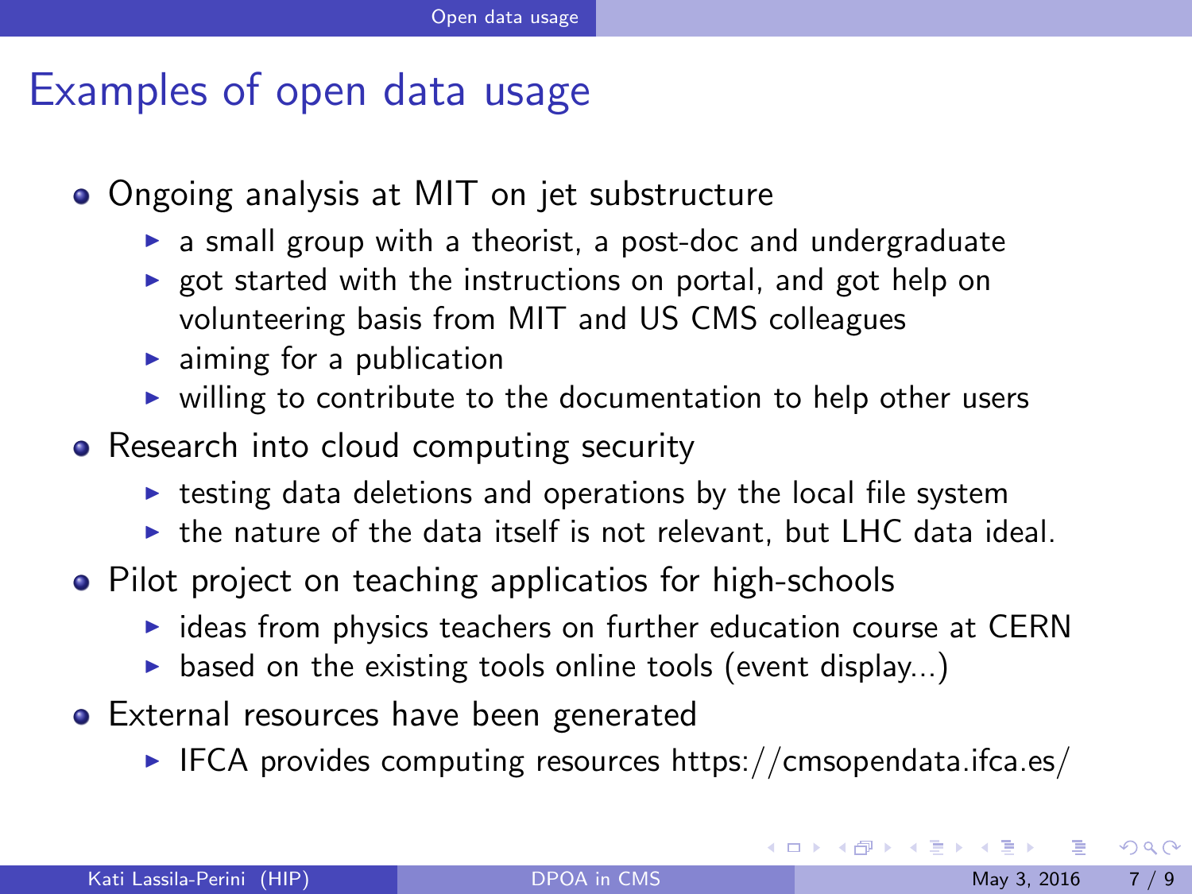# Examples of open data usage

- Ongoing analysis at MIT on jet substructure
  - a small group with a theorist, a post-doc and undergraduate
  - got started with the instructions on portal, and got help on volunteering basis from MIT and US CMS colleagues
  - aiming for a publication
  - willing to contribute to the documentation to help other users
- Research into cloud computing security
  - testing data deletions and operations by the local file system
  - the nature of the data itself is not relevant, but LHC data ideal.
- Pilot project on teaching applicatios for high-schools
  - ideas from physics teachers on further education course at CERN
  - based on the existing tools online tools (event display...)
- External resources have been generated
  - IFCA provides computing resources https://cmsopendata.ifca.es/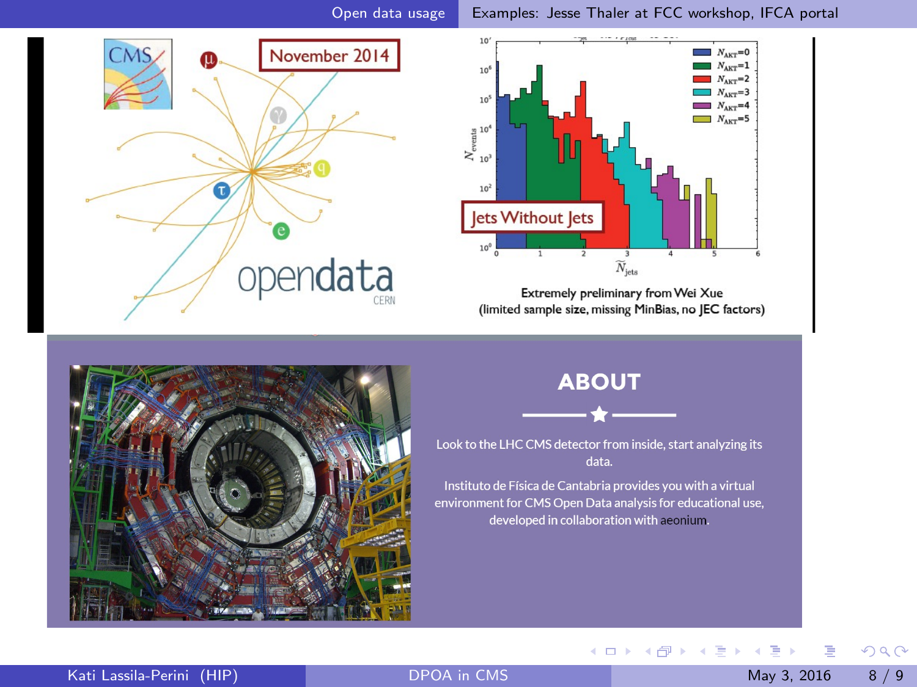## Examples: Jesse Thaler at FCC workshop, IFCA portal

November 2014

opendata CERN

Jets Without Jets

Extremely preliminary from Wei Xue
(limited sample size, missing MinBias, no JEC factors)

### ABOUT

Look to the LHC CMS detector from inside, start analyzing its data.

Instituto de Física de Cantabria provides you with a virtual environment for CMS Open Data analysis for educational use, developed in collaboration with aeonium.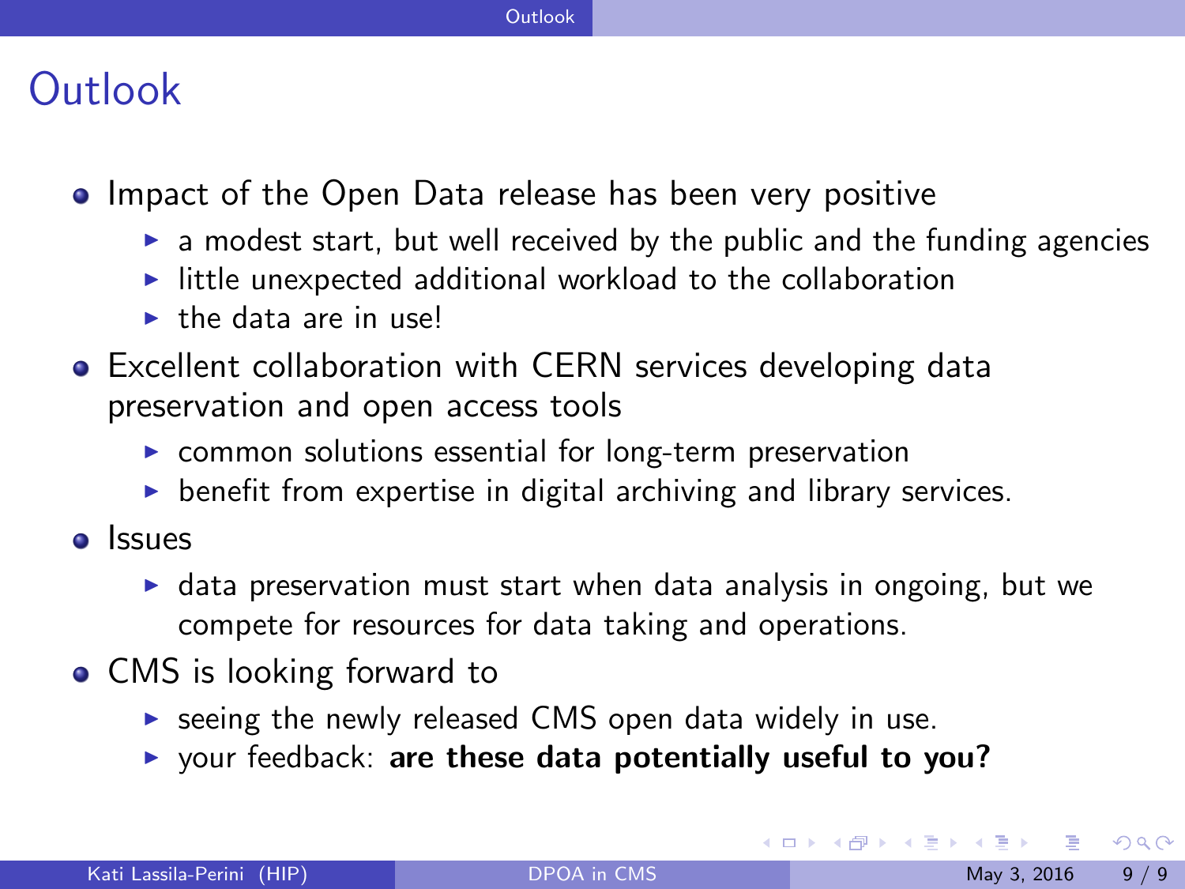# Outlook

- Impact of the Open Data release has been very positive
  - a modest start, but well received by the public and the funding agencies
  - little unexpected additional workload to the collaboration
  - the data are in use!
- Excellent collaboration with CERN services developing data preservation and open access tools
  - common solutions essential for long-term preservation
  - benefit from expertise in digital archiving and library services.
- Issues
  - data preservation must start when data analysis in ongoing, but we compete for resources for data taking and operations.
- CMS is looking forward to
  - seeing the newly released CMS open data widely in use.
  - your feedback: **are these data potentially useful to you?**